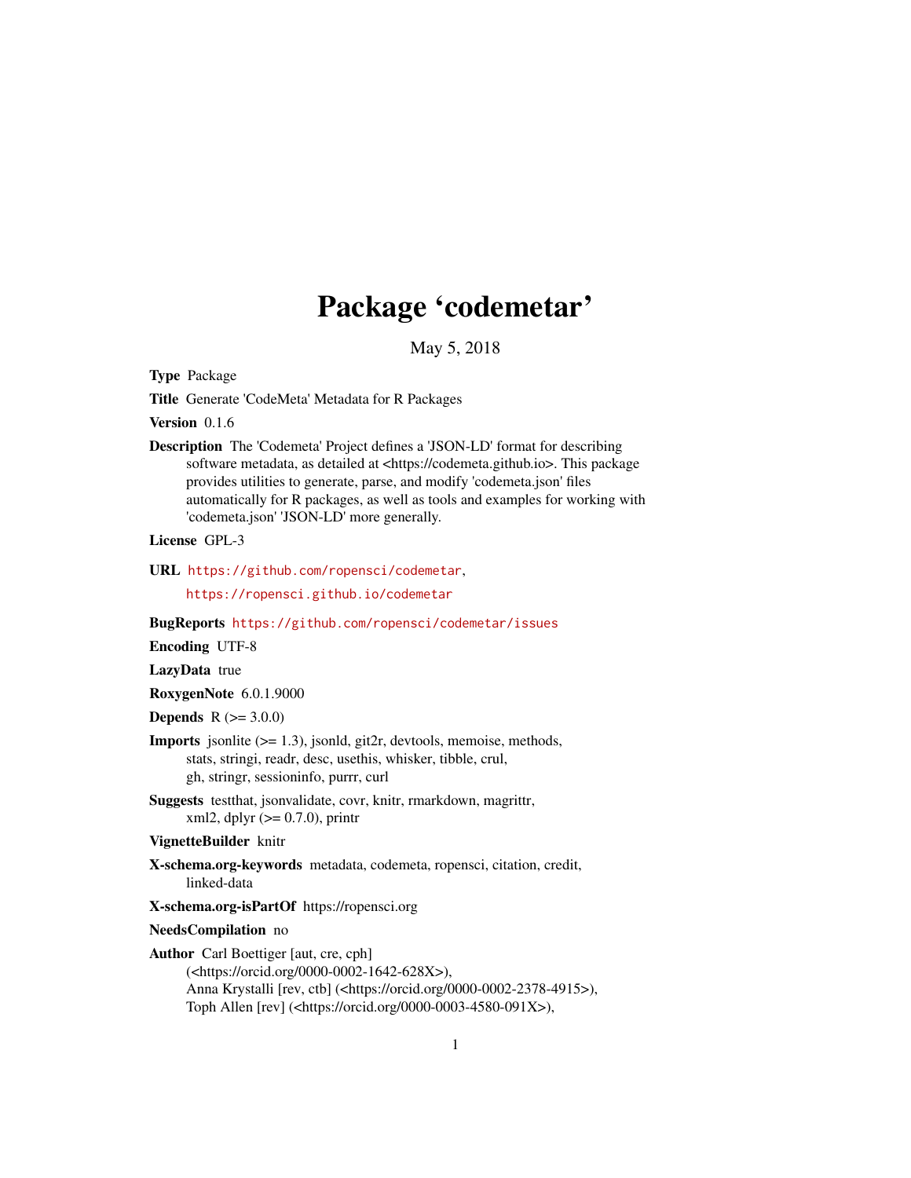# Package 'codemetar'

May 5, 2018

**Type** Package

**Title** Generate 'CodeMeta' Metadata for R Packages

**Version** 0.1.6

**Description** The 'Codemeta' Project defines a 'JSON-LD' format for describing software metadata, as detailed at <https://codemeta.github.io>. This package provides utilities to generate, parse, and modify 'codemeta.json' files automatically for R packages, as well as tools and examples for working with 'codemeta.json' 'JSON-LD' more generally.

**License** GPL-3

**URL** https://github.com/ropensci/codemetar, https://ropensci.github.io/codemetar

**BugReports** https://github.com/ropensci/codemetar/issues

**Encoding** UTF-8

**LazyData** true

**RoxygenNote** 6.0.1.9000

**Depends** R (>= 3.0.0)

**Imports** jsonlite (>= 1.3), jsonld, git2r, devtools, memoise, methods, stats, stringi, readr, desc, usethis, whisker, tibble, crul, gh, stringr, sessioninfo, purrr, curl

**Suggests** testthat, jsonvalidate, covr, knitr, rmarkdown, magrittr, xml2, dplyr (>= 0.7.0), printr

**VignetteBuilder** knitr

**X-schema.org-keywords** metadata, codemeta, ropensci, citation, credit, linked-data

**X-schema.org-isPartOf** https://ropensci.org

**NeedsCompilation** no

**Author** Carl Boettiger [aut, cre, cph] (<https://orcid.org/0000-0002-1642-628X>), Anna Krystalli [rev, ctb] (<https://orcid.org/0000-0002-2378-4915>), Toph Allen [rev] (<https://orcid.org/0000-0003-4580-091X>),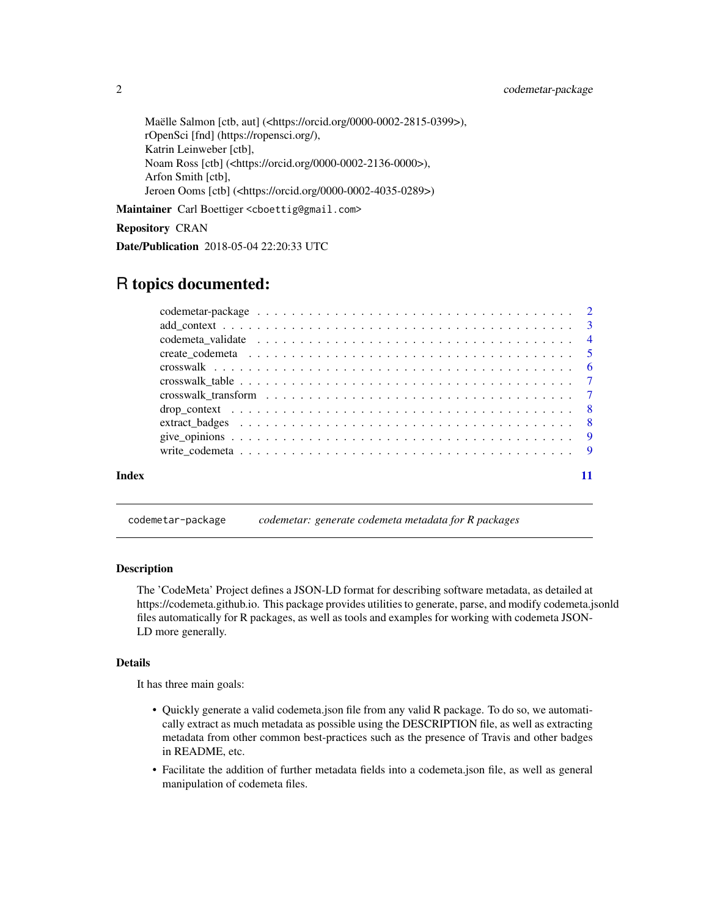Maëlle Salmon [ctb, aut] (<https://orcid.org/0000-0002-2815-0399>),
rOpenSci [fnd] (https://ropensci.org/),
Katrin Leinweber [ctb],
Noam Ross [ctb] (<https://orcid.org/0000-0002-2136-0000>),
Arfon Smith [ctb],
Jeroen Ooms [ctb] (<https://orcid.org/0000-0002-4035-0289>)

**Maintainer** Carl Boettiger <cboettig@gmail.com>

**Repository** CRAN

**Date/Publication** 2018-05-04 22:20:33 UTC

# R topics documented:

- codemetar-package . . . . . . . . . . 2
- add_context . . . . . . . . . . 3
- codemeta_validate . . . . . . . . . . 4
- create_codemeta . . . . . . . . . . 5
- crosswalk . . . . . . . . . . 6
- crosswalk_table . . . . . . . . . . 7
- crosswalk_transform . . . . . . . . . . 7
- drop_context . . . . . . . . . . 8
- extract_badges . . . . . . . . . . 8
- give_opinions . . . . . . . . . . 9
- write_codemeta . . . . . . . . . . 9

**Index** 11

---

`codemetar-package` *codemetar: generate codemeta metadata for R packages*

---

### Description

The 'CodeMeta' Project defines a JSON-LD format for describing software metadata, as detailed at https://codemeta.github.io. This package provides utilities to generate, parse, and modify codemeta.jsonld files automatically for R packages, as well as tools and examples for working with codemeta JSON-LD more generally.

### Details

It has three main goals:

- Quickly generate a valid codemeta.json file from any valid R package. To do so, we automatically extract as much metadata as possible using the DESCRIPTION file, as well as extracting metadata from other common best-practices such as the presence of Travis and other badges in README, etc.
- Facilitate the addition of further metadata fields into a codemeta.json file, as well as general manipulation of codemeta files.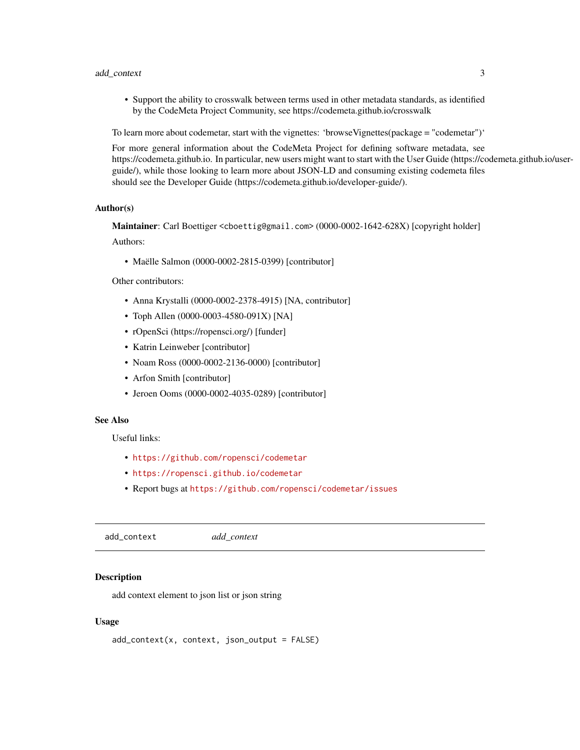- Support the ability to crosswalk between terms used in other metadata standards, as identified by the CodeMeta Project Community, see https://codemeta.github.io/crosswalk

To learn more about codemetar, start with the vignettes: `browseVignettes(package = "codemetar")`

For more general information about the CodeMeta Project for defining software metadata, see https://codemeta.github.io. In particular, new users might want to start with the User Guide (https://codemeta.github.io/user-guide/), while those looking to learn more about JSON-LD and consuming existing codemeta files should see the Developer Guide (https://codemeta.github.io/developer-guide/).

## Author(s)

**Maintainer**: Carl Boettiger <cboettig@gmail.com> (0000-0002-1642-628X) [copyright holder]

Authors:

- Maëlle Salmon (0000-0002-2815-0399) [contributor]

Other contributors:

- Anna Krystalli (0000-0002-2378-4915) [NA, contributor]
- Toph Allen (0000-0003-4580-091X) [NA]
- rOpenSci (https://ropensci.org/) [funder]
- Katrin Leinweber [contributor]
- Noam Ross (0000-0002-2136-0000) [contributor]
- Arfon Smith [contributor]
- Jeroen Ooms (0000-0002-4035-0289) [contributor]

## See Also

Useful links:

- https://github.com/ropensci/codemetar
- https://ropensci.github.io/codemetar
- Report bugs at https://github.com/ropensci/codemetar/issues

---

# add_context &nbsp;&nbsp;&nbsp; *add_context*

---

## Description

add context element to json list or json string

## Usage

```
add_context(x, context, json_output = FALSE)
```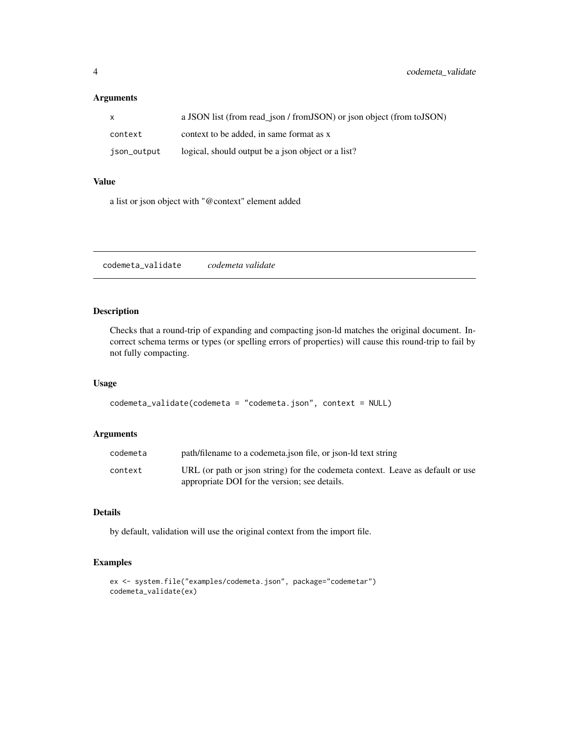### Arguments

| | |
|---|---|
| `x` | a JSON list (from read_json / fromJSON) or json object (from toJSON) |
| `context` | context to be added, in same format as x |
| `json_output` | logical, should output be a json object or a list? |

### Value

a list or json object with "@context" element added

---

## `codemeta_validate` *codemeta validate*

---

### Description

Checks that a round-trip of expanding and compacting json-ld matches the original document. Incorrect schema terms or types (or spelling errors of properties) will cause this round-trip to fail by not fully compacting.

### Usage

```
codemeta_validate(codemeta = "codemeta.json", context = NULL)
```

### Arguments

| | |
|---|---|
| `codemeta` | path/filename to a codemeta.json file, or json-ld text string |
| `context` | URL (or path or json string) for the codemeta context. Leave as default or use appropriate DOI for the version; see details. |

### Details

by default, validation will use the original context from the import file.

### Examples

```
ex <- system.file("examples/codemeta.json", package="codemetar")
codemeta_validate(ex)
```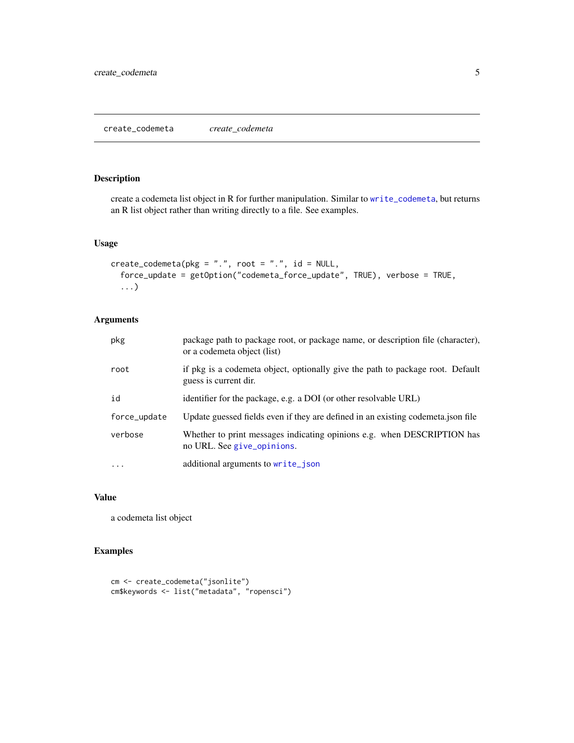## create_codemeta *create_codemeta*

### Description

create a codemeta list object in R for further manipulation. Similar to `write_codemeta`, but returns an R list object rather than writing directly to a file. See examples.

### Usage

```
create_codemeta(pkg = ".", root = ".", id = NULL,
  force_update = getOption("codemeta_force_update", TRUE), verbose = TRUE,
  ...)
```

### Arguments

| | |
|---|---|
| `pkg` | package path to package root, or package name, or description file (character), or a codemeta object (list) |
| `root` | if pkg is a codemeta object, optionally give the path to package root. Default guess is current dir. |
| `id` | identifier for the package, e.g. a DOI (or other resolvable URL) |
| `force_update` | Update guessed fields even if they are defined in an existing codemeta.json file |
| `verbose` | Whether to print messages indicating opinions e.g. when DESCRIPTION has no URL. See `give_opinions`. |
| `...` | additional arguments to `write_json` |

### Value

a codemeta list object

### Examples

```
cm <- create_codemeta("jsonlite")
cm$keywords <- list("metadata", "ropensci")
```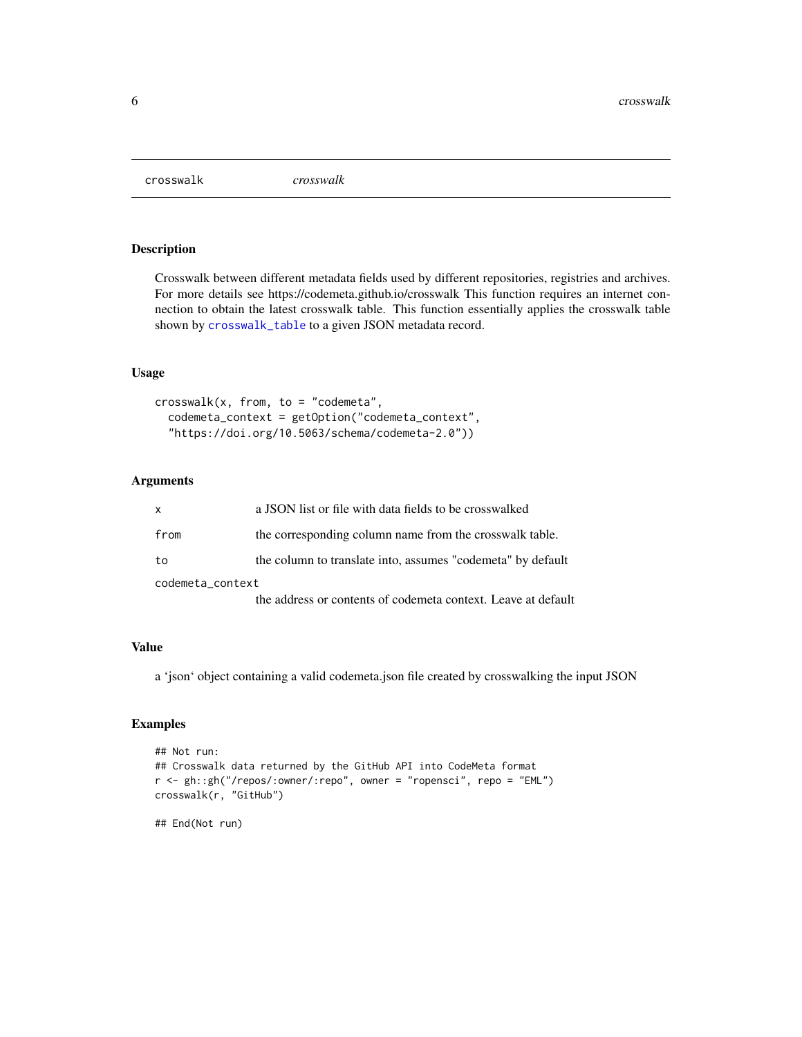## crosswalk *crosswalk*

### Description

Crosswalk between different metadata fields used by different repositories, registries and archives. For more details see https://codemeta.github.io/crosswalk This function requires an internet connection to obtain the latest crosswalk table. This function essentially applies the crosswalk table shown by `crosswalk_table` to a given JSON metadata record.

### Usage

```
crosswalk(x, from, to = "codemeta",
  codemeta_context = getOption("codemeta_context",
  "https://doi.org/10.5063/schema/codemeta-2.0"))
```

### Arguments

| | |
|---|---|
| `x` | a JSON list or file with data fields to be crosswalked |
| `from` | the corresponding column name from the crosswalk table. |
| `to` | the column to translate into, assumes "codemeta" by default |
| `codemeta_context` | the address or contents of codemeta context. Leave at default |

### Value

a 'json' object containing a valid codemeta.json file created by crosswalking the input JSON

### Examples

```
## Not run:
## Crosswalk data returned by the GitHub API into CodeMeta format
r <- gh::gh("/repos/:owner/:repo", owner = "ropensci", repo = "EML")
crosswalk(r, "GitHub")

## End(Not run)
```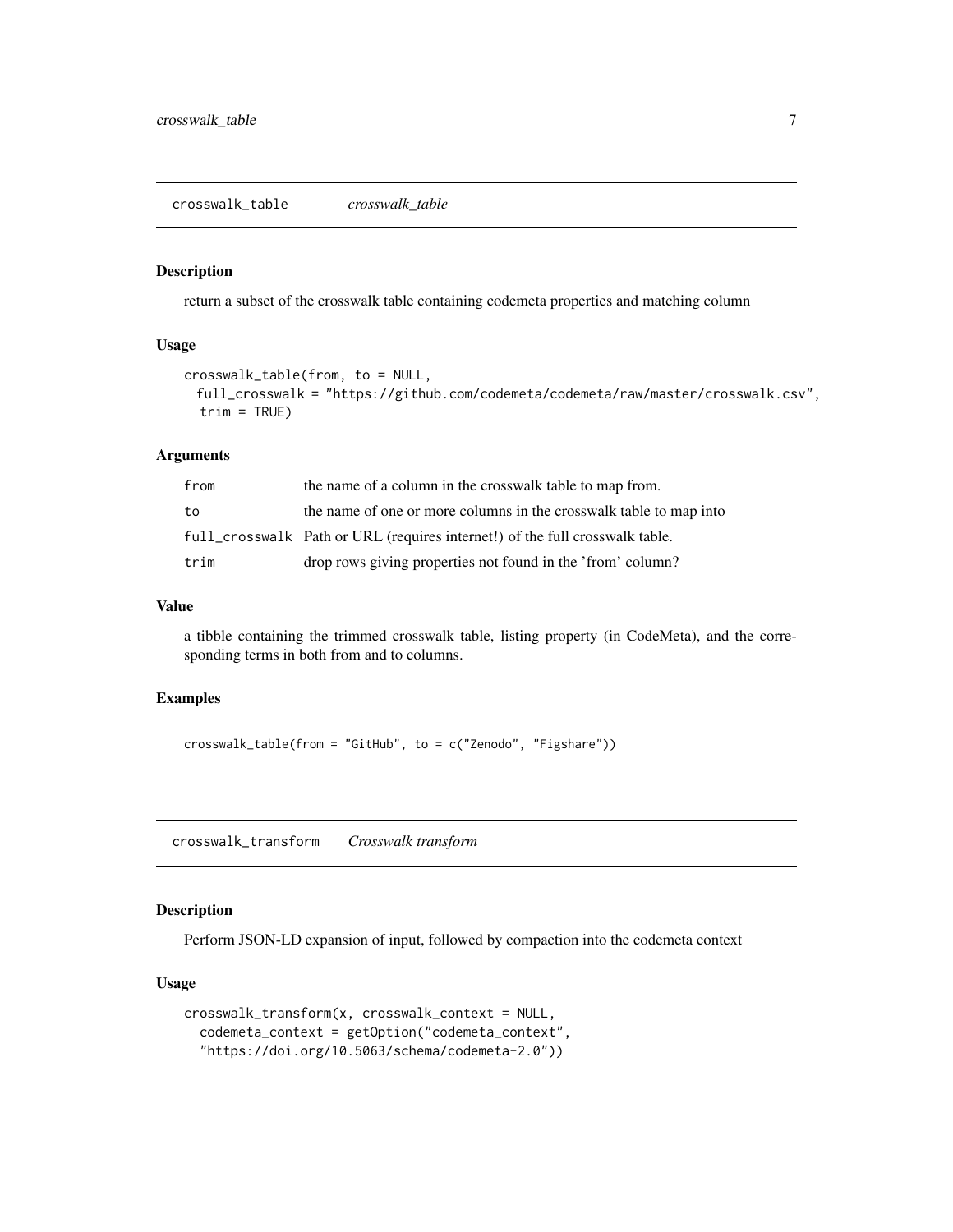## crosswalk_table    *crosswalk_table*

### Description

return a subset of the crosswalk table containing codemeta properties and matching column

### Usage

```
crosswalk_table(from, to = NULL,
  full_crosswalk = "https://github.com/codemeta/codemeta/raw/master/crosswalk.csv",
   trim = TRUE)
```

### Arguments

| | |
|---|---|
| from | the name of a column in the crosswalk table to map from. |
| to | the name of one or more columns in the crosswalk table to map into |
| full_crosswalk | Path or URL (requires internet!) of the full crosswalk table. |
| trim | drop rows giving properties not found in the 'from' column? |

### Value

a tibble containing the trimmed crosswalk table, listing property (in CodeMeta), and the corresponding terms in both from and to columns.

### Examples

```
crosswalk_table(from = "GitHub", to = c("Zenodo", "Figshare"))
```

## crosswalk_transform    *Crosswalk transform*

### Description

Perform JSON-LD expansion of input, followed by compaction into the codemeta context

### Usage

```
crosswalk_transform(x, crosswalk_context = NULL,
  codemeta_context = getOption("codemeta_context",
  "https://doi.org/10.5063/schema/codemeta-2.0"))
```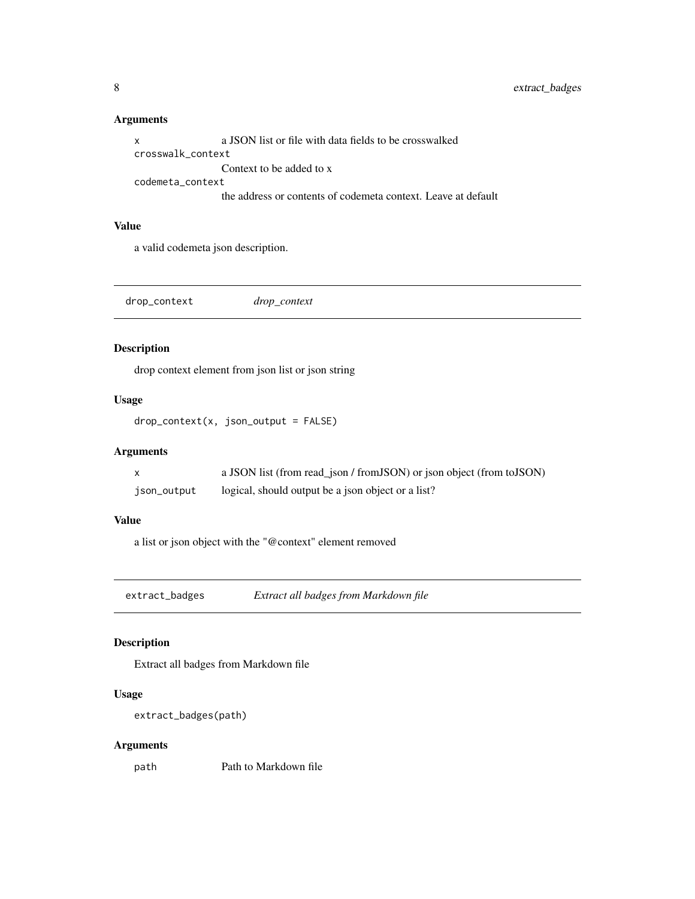### Arguments

| | |
|---|---|
| `x` | a JSON list or file with data fields to be crosswalked |
| `crosswalk_context` | Context to be added to x |
| `codemeta_context` | the address or contents of codemeta context. Leave at default |

### Value

a valid codemeta json description.

---

## drop_context *drop_context*

### Description

drop context element from json list or json string

### Usage

```
drop_context(x, json_output = FALSE)
```

### Arguments

| | |
|---|---|
| `x` | a JSON list (from read_json / fromJSON) or json object (from toJSON) |
| `json_output` | logical, should output be a json object or a list? |

### Value

a list or json object with the "@context" element removed

---

## extract_badges *Extract all badges from Markdown file*

### Description

Extract all badges from Markdown file

### Usage

```
extract_badges(path)
```

### Arguments

| | |
|---|---|
| `path` | Path to Markdown file |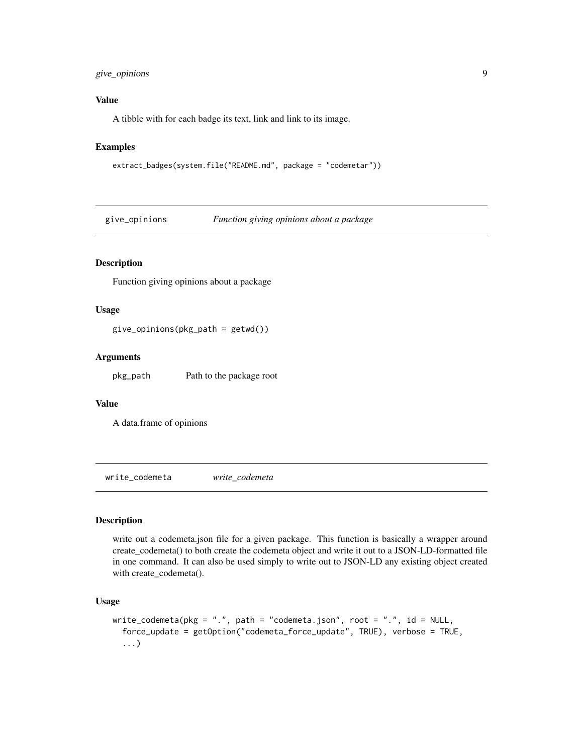### Value

A tibble with for each badge its text, link and link to its image.

### Examples

```
extract_badges(system.file("README.md", package = "codemetar"))
```

---

## give_opinions — *Function giving opinions about a package*

---

### Description

Function giving opinions about a package

### Usage

```
give_opinions(pkg_path = getwd())
```

### Arguments

| | |
|---|---|
| `pkg_path` | Path to the package root |

### Value

A data.frame of opinions

---

## write_codemeta — *write_codemeta*

---

### Description

write out a codemeta.json file for a given package. This function is basically a wrapper around create_codemeta() to both create the codemeta object and write it out to a JSON-LD-formatted file in one command. It can also be used simply to write out to JSON-LD any existing object created with create_codemeta().

### Usage

```
write_codemeta(pkg = ".", path = "codemeta.json", root = ".", id = NULL,
  force_update = getOption("codemeta_force_update", TRUE), verbose = TRUE,
  ...)
```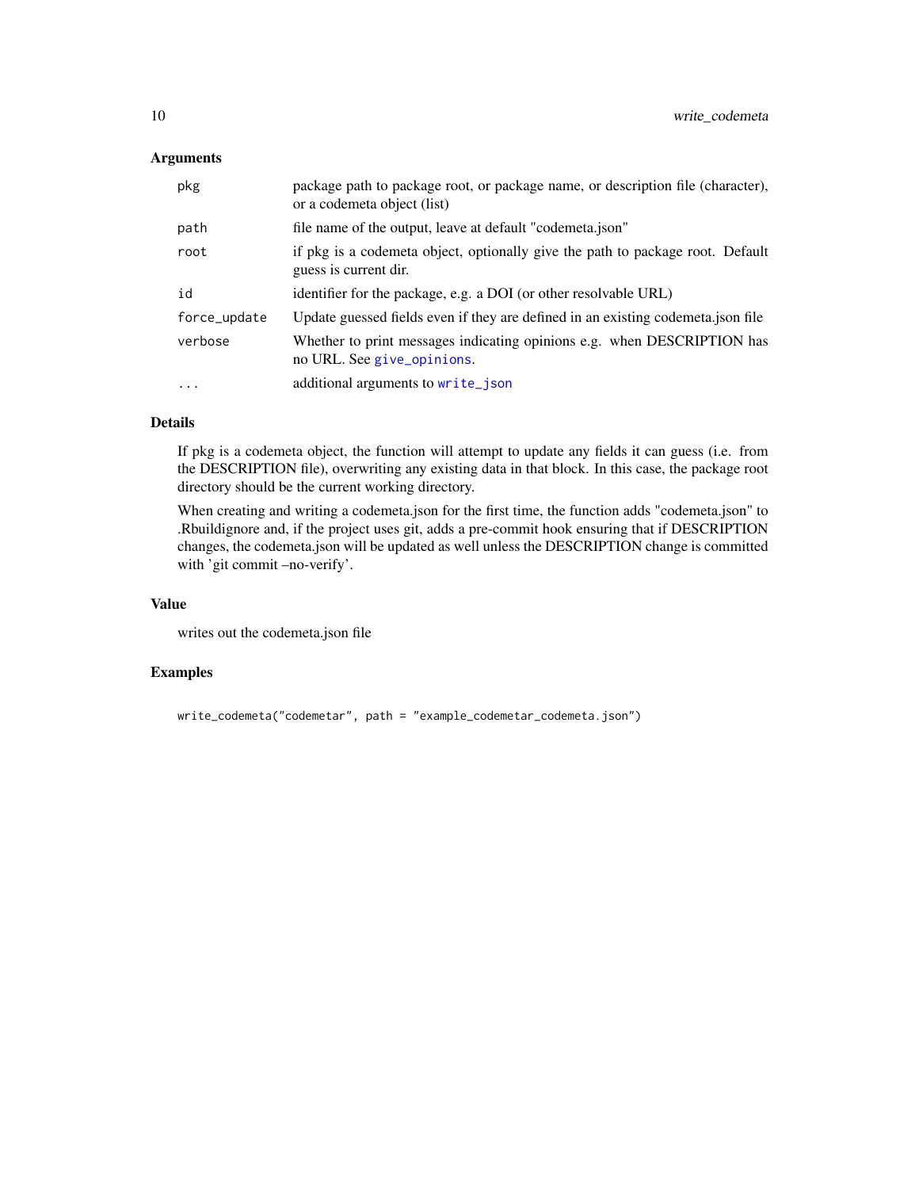### Arguments

| | |
|---|---|
| `pkg` | package path to package root, or package name, or description file (character), or a codemeta object (list) |
| `path` | file name of the output, leave at default "codemeta.json" |
| `root` | if pkg is a codemeta object, optionally give the path to package root. Default guess is current dir. |
| `id` | identifier for the package, e.g. a DOI (or other resolvable URL) |
| `force_update` | Update guessed fields even if they are defined in an existing codemeta.json file |
| `verbose` | Whether to print messages indicating opinions e.g. when DESCRIPTION has no URL. See `give_opinions`. |
| `...` | additional arguments to `write_json` |

### Details

If pkg is a codemeta object, the function will attempt to update any fields it can guess (i.e. from the DESCRIPTION file), overwriting any existing data in that block. In this case, the package root directory should be the current working directory.

When creating and writing a codemeta.json for the first time, the function adds "codemeta.json" to .Rbuildignore and, if the project uses git, adds a pre-commit hook ensuring that if DESCRIPTION changes, the codemeta.json will be updated as well unless the DESCRIPTION change is committed with 'git commit –no-verify'.

### Value

writes out the codemeta.json file

### Examples

```
write_codemeta("codemetar", path = "example_codemetar_codemeta.json")
```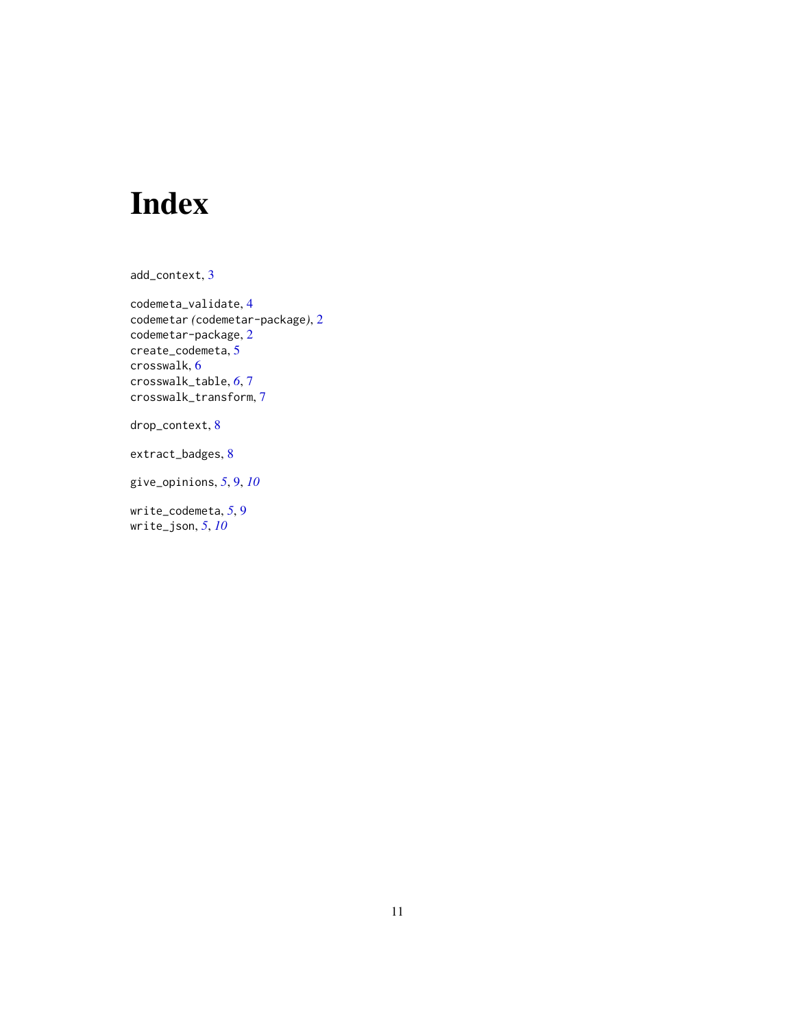# Index

add_context, 3

codemeta_validate, 4
codemetar (codemetar-package), 2
codemetar-package, 2
create_codemeta, 5
crosswalk, 6
crosswalk_table, *6*, 7
crosswalk_transform, 7

drop_context, 8

extract_badges, 8

give_opinions, *5*, 9, *10*

write_codemeta, *5*, 9
write_json, *5*, *10*